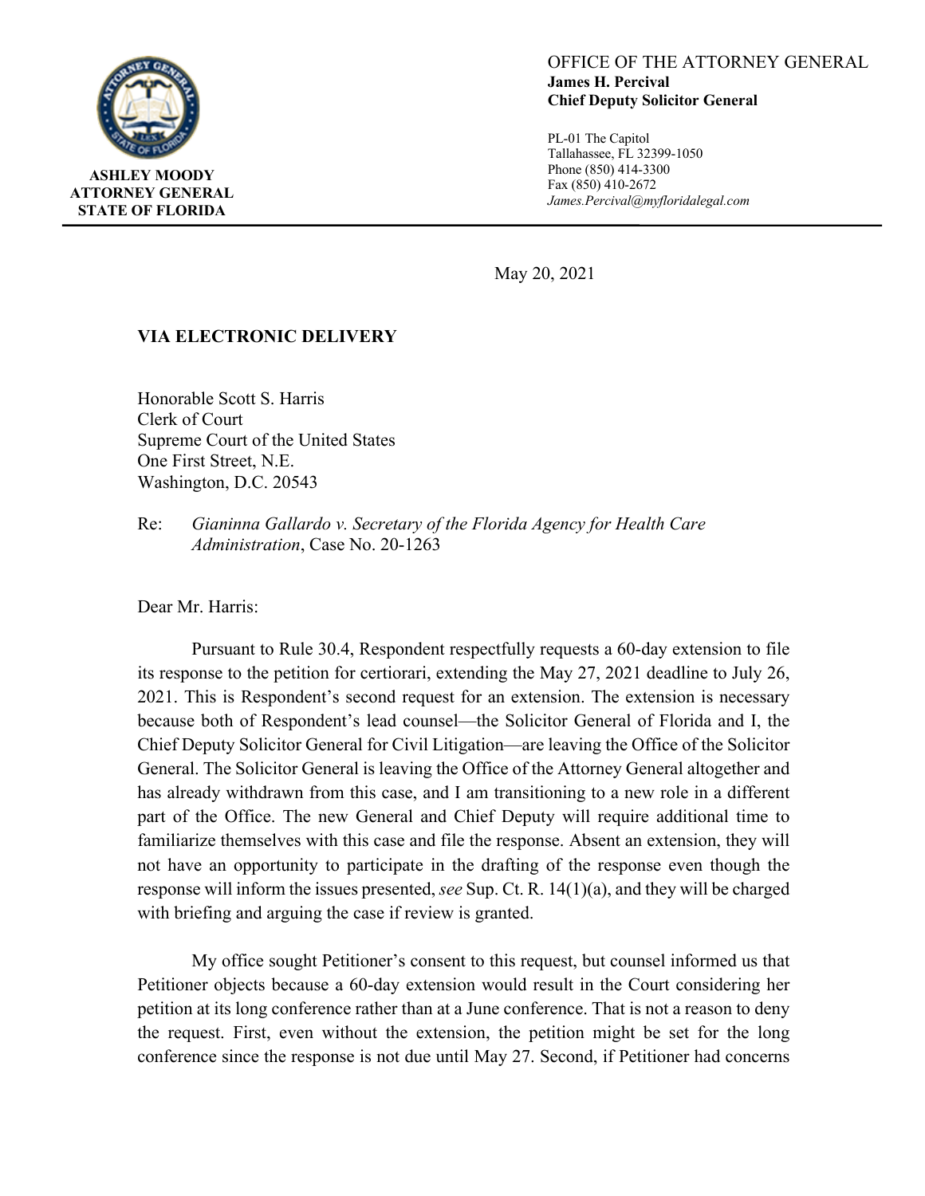**ASHLEY MOODY**
**ATTORNEY GENERAL**
**STATE OF FLORIDA**

OFFICE OF THE ATTORNEY GENERAL
**James H. Percival**
**Chief Deputy Solicitor General**

PL-01 The Capitol
Tallahassee, FL 32399-1050
Phone (850) 414-3300
Fax (850) 410-2672
*James.Percival@myfloridalegal.com*

May 20, 2021

**VIA ELECTRONIC DELIVERY**

Honorable Scott S. Harris
Clerk of Court
Supreme Court of the United States
One First Street, N.E.
Washington, D.C. 20543

Re: *Gianinna Gallardo v. Secretary of the Florida Agency for Health Care Administration*, Case No. 20-1263

Dear Mr. Harris:

Pursuant to Rule 30.4, Respondent respectfully requests a 60-day extension to file its response to the petition for certiorari, extending the May 27, 2021 deadline to July 26, 2021. This is Respondent's second request for an extension. The extension is necessary because both of Respondent's lead counsel—the Solicitor General of Florida and I, the Chief Deputy Solicitor General for Civil Litigation—are leaving the Office of the Solicitor General. The Solicitor General is leaving the Office of the Attorney General altogether and has already withdrawn from this case, and I am transitioning to a new role in a different part of the Office. The new General and Chief Deputy will require additional time to familiarize themselves with this case and file the response. Absent an extension, they will not have an opportunity to participate in the drafting of the response even though the response will inform the issues presented, *see* Sup. Ct. R. 14(1)(a), and they will be charged with briefing and arguing the case if review is granted.

My office sought Petitioner's consent to this request, but counsel informed us that Petitioner objects because a 60-day extension would result in the Court considering her petition at its long conference rather than at a June conference. That is not a reason to deny the request. First, even without the extension, the petition might be set for the long conference since the response is not due until May 27. Second, if Petitioner had concerns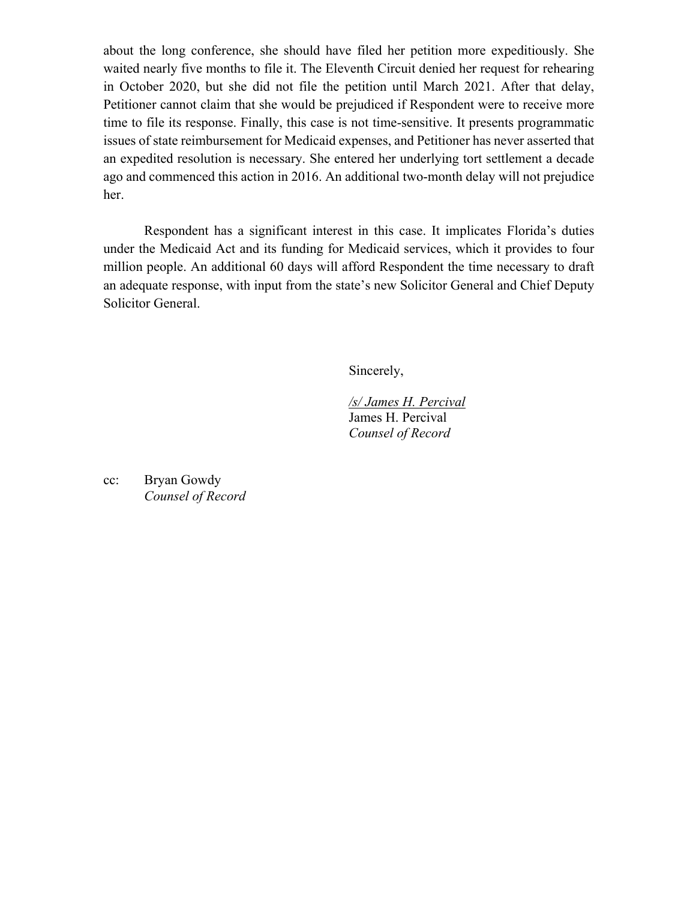about the long conference, she should have filed her petition more expeditiously. She waited nearly five months to file it. The Eleventh Circuit denied her request for rehearing in October 2020, but she did not file the petition until March 2021. After that delay, Petitioner cannot claim that she would be prejudiced if Respondent were to receive more time to file its response. Finally, this case is not time-sensitive. It presents programmatic issues of state reimbursement for Medicaid expenses, and Petitioner has never asserted that an expedited resolution is necessary. She entered her underlying tort settlement a decade ago and commenced this action in 2016. An additional two-month delay will not prejudice her.

Respondent has a significant interest in this case. It implicates Florida's duties under the Medicaid Act and its funding for Medicaid services, which it provides to four million people. An additional 60 days will afford Respondent the time necessary to draft an adequate response, with input from the state's new Solicitor General and Chief Deputy Solicitor General.

Sincerely,

*/s/ James H. Percival*
James H. Percival
*Counsel of Record*

cc: Bryan Gowdy
*Counsel of Record*